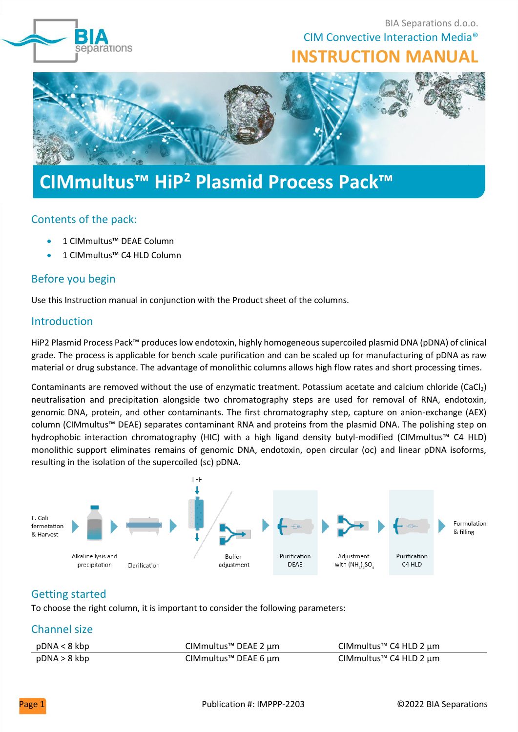BIA Separations d.o.o.

CIM Convective Interaction Media®

INSTRUCTION MANUAL

# CIMmultus™ HiP² Plasmid Process Pack™

## Contents of the pack:

- 1 CIMmultus™ DEAE Column
- 1 CIMmultus™ C4 HLD Column

## Before you begin

Use this Instruction manual in conjunction with the Product sheet of the columns.

## Introduction

HiP2 Plasmid Process Pack™ produces low endotoxin, highly homogeneous supercoiled plasmid DNA (pDNA) of clinical grade. The process is applicable for bench scale purification and can be scaled up for manufacturing of pDNA as raw material or drug substance. The advantage of monolithic columns allows high flow rates and short processing times.

Contaminants are removed without the use of enzymatic treatment. Potassium acetate and calcium chloride ($CaCl_2$) neutralisation and precipitation alongside two chromatography steps are used for removal of RNA, endotoxin, genomic DNA, protein, and other contaminants. The first chromatography step, capture on anion-exchange (AEX) column (CIMmultus™ DEAE) separates contaminant RNA and proteins from the plasmid DNA. The polishing step on hydrophobic interaction chromatography (HIC) with a high ligand density butyl-modified (CIMmultus™ C4 HLD) monolithic support eliminates remains of genomic DNA, endotoxin, open circular (oc) and linear pDNA isoforms, resulting in the isolation of the supercoiled (sc) pDNA.

E. Coli fermetation & Harvest → Alkaline lysis and precipitation → Clarification → TFF → Buffer adjustment → Purification DEAE → Adjustment with $(NH_4)_2SO_4$ → Purification C4 HLD → Formulation & filling

## Getting started

To choose the right column, it is important to consider the following parameters:

## Channel size

| pDNA < 8 kbp | CIMmultus™ DEAE 2 µm | CIMmultus™ C4 HLD 2 µm |
|---|---|---|
| pDNA > 8 kbp | CIMmultus™ DEAE 6 µm | CIMmultus™ C4 HLD 2 µm |

Publication #: IMPPP-2203

©2022 BIA Separations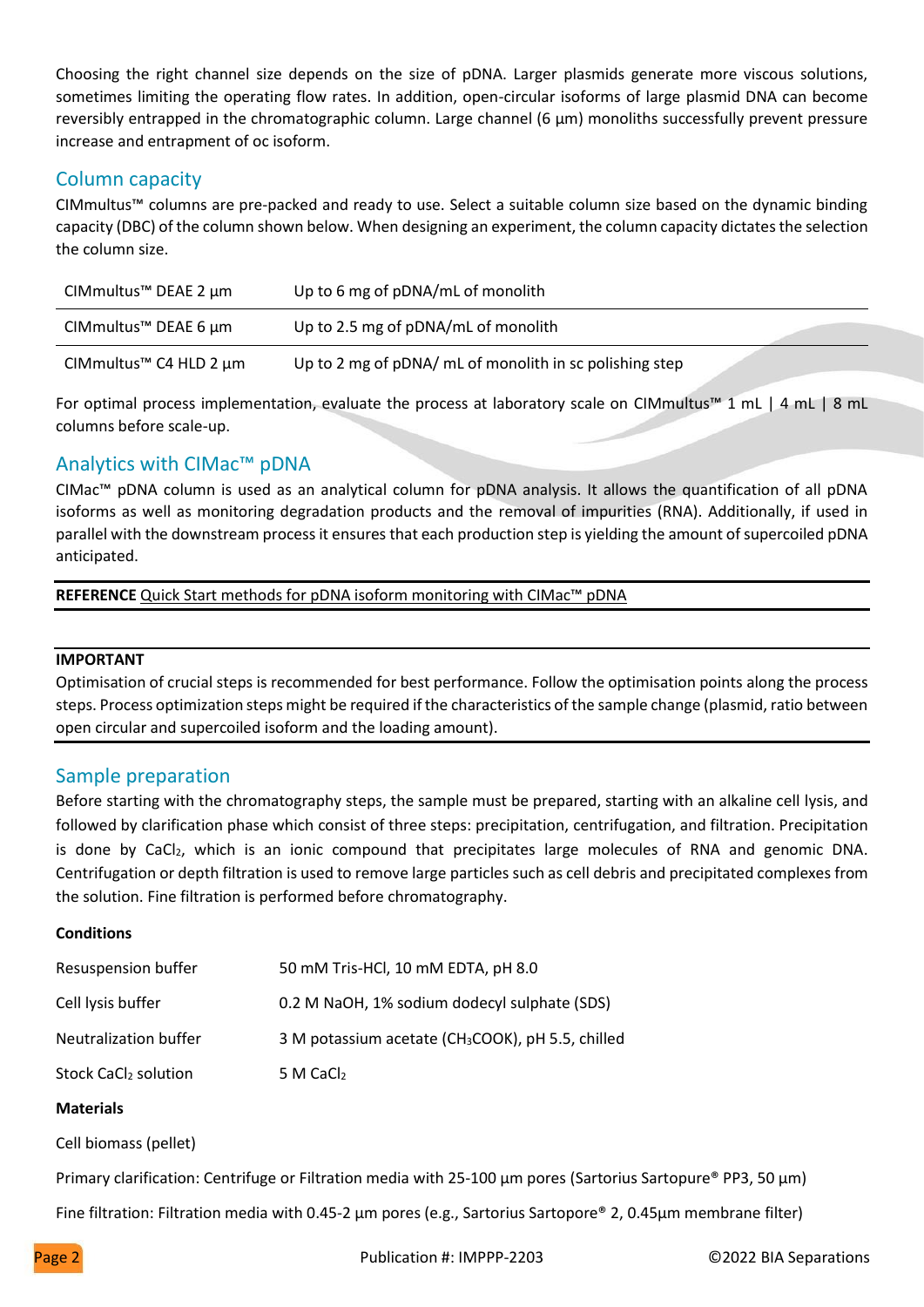Choosing the right channel size depends on the size of pDNA. Larger plasmids generate more viscous solutions, sometimes limiting the operating flow rates. In addition, open-circular isoforms of large plasmid DNA can become reversibly entrapped in the chromatographic column. Large channel (6 µm) monoliths successfully prevent pressure increase and entrapment of oc isoform.

## Column capacity

CIMmultus™ columns are pre-packed and ready to use. Select a suitable column size based on the dynamic binding capacity (DBC) of the column shown below. When designing an experiment, the column capacity dictates the selection the column size.

| | |
|---|---|
| CIMmultus™ DEAE 2 µm | Up to 6 mg of pDNA/mL of monolith |
| CIMmultus™ DEAE 6 µm | Up to 2.5 mg of pDNA/mL of monolith |
| CIMmultus™ C4 HLD 2 µm | Up to 2 mg of pDNA/ mL of monolith in sc polishing step |

For optimal process implementation, evaluate the process at laboratory scale on CIMmultus™ 1 mL | 4 mL | 8 mL columns before scale-up.

## Analytics with CIMac™ pDNA

CIMac™ pDNA column is used as an analytical column for pDNA analysis. It allows the quantification of all pDNA isoforms as well as monitoring degradation products and the removal of impurities (RNA). Additionally, if used in parallel with the downstream process it ensures that each production step is yielding the amount of supercoiled pDNA anticipated.

**REFERENCE** Quick Start methods for pDNA isoform monitoring with CIMac™ pDNA

**IMPORTANT**

Optimisation of crucial steps is recommended for best performance. Follow the optimisation points along the process steps. Process optimization steps might be required if the characteristics of the sample change (plasmid, ratio between open circular and supercoiled isoform and the loading amount).

## Sample preparation

Before starting with the chromatography steps, the sample must be prepared, starting with an alkaline cell lysis, and followed by clarification phase which consist of three steps: precipitation, centrifugation, and filtration. Precipitation is done by $CaCl_2$, which is an ionic compound that precipitates large molecules of RNA and genomic DNA. Centrifugation or depth filtration is used to remove large particles such as cell debris and precipitated complexes from the solution. Fine filtration is performed before chromatography.

**Conditions**

| | |
|---|---|
| Resuspension buffer | 50 mM Tris-HCl, 10 mM EDTA, pH 8.0 |
| Cell lysis buffer | 0.2 M NaOH, 1% sodium dodecyl sulphate (SDS) |
| Neutralization buffer | 3 M potassium acetate ($CH_3COOK$), pH 5.5, chilled |
| Stock $CaCl_2$ solution | 5 M $CaCl_2$ |

**Materials**

Cell biomass (pellet)

Primary clarification: Centrifuge or Filtration media with 25-100 µm pores (Sartorius Sartopure® PP3, 50 µm)

Fine filtration: Filtration media with 0.45-2 µm pores (e.g., Sartorius Sartopore® 2, 0.45µm membrane filter)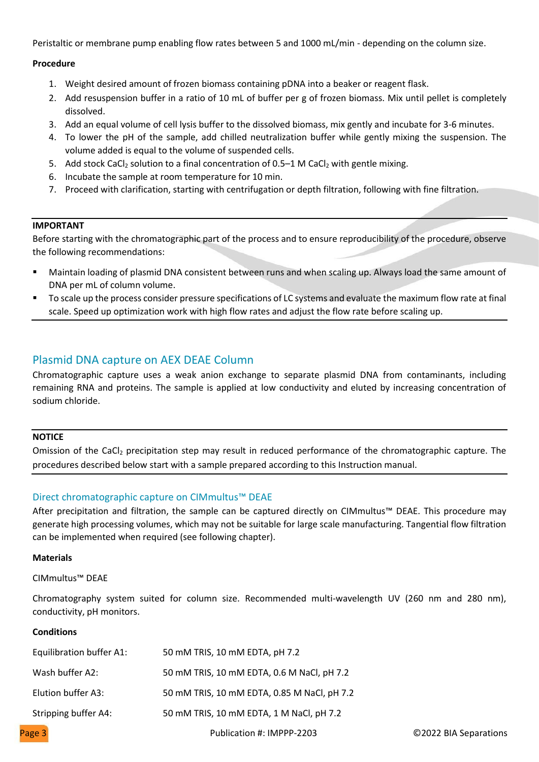Peristaltic or membrane pump enabling flow rates between 5 and 1000 mL/min - depending on the column size.

**Procedure**

1. Weight desired amount of frozen biomass containing pDNA into a beaker or reagent flask.
2. Add resuspension buffer in a ratio of 10 mL of buffer per g of frozen biomass. Mix until pellet is completely dissolved.
3. Add an equal volume of cell lysis buffer to the dissolved biomass, mix gently and incubate for 3-6 minutes.
4. To lower the pH of the sample, add chilled neutralization buffer while gently mixing the suspension. The volume added is equal to the volume of suspended cells.
5. Add stock $CaCl_2$ solution to a final concentration of 0.5–1 M $CaCl_2$ with gentle mixing.
6. Incubate the sample at room temperature for 10 min.
7. Proceed with clarification, starting with centrifugation or depth filtration, following with fine filtration.

---

**IMPORTANT**

Before starting with the chromatographic part of the process and to ensure reproducibility of the procedure, observe the following recommendations:

- Maintain loading of plasmid DNA consistent between runs and when scaling up. Always load the same amount of DNA per mL of column volume.
- To scale up the process consider pressure specifications of LC systems and evaluate the maximum flow rate at final scale. Speed up optimization work with high flow rates and adjust the flow rate before scaling up.

---

## Plasmid DNA capture on AEX DEAE Column

Chromatographic capture uses a weak anion exchange to separate plasmid DNA from contaminants, including remaining RNA and proteins. The sample is applied at low conductivity and eluted by increasing concentration of sodium chloride.

---

**NOTICE**

Omission of the $CaCl_2$ precipitation step may result in reduced performance of the chromatographic capture. The procedures described below start with a sample prepared according to this Instruction manual.

---

### Direct chromatographic capture on CIMmultus™ DEAE

After precipitation and filtration, the sample can be captured directly on CIMmultus™ DEAE. This procedure may generate high processing volumes, which may not be suitable for large scale manufacturing. Tangential flow filtration can be implemented when required (see following chapter).

**Materials**

CIMmultus™ DEAE

Chromatography system suited for column size. Recommended multi-wavelength UV (260 nm and 280 nm), conductivity, pH monitors.

**Conditions**

| | |
|---|---|
| Equilibration buffer A1: | 50 mM TRIS, 10 mM EDTA, pH 7.2 |
| Wash buffer A2: | 50 mM TRIS, 10 mM EDTA, 0.6 M NaCl, pH 7.2 |
| Elution buffer A3: | 50 mM TRIS, 10 mM EDTA, 0.85 M NaCl, pH 7.2 |
| Stripping buffer A4: | 50 mM TRIS, 10 mM EDTA, 1 M NaCl, pH 7.2 |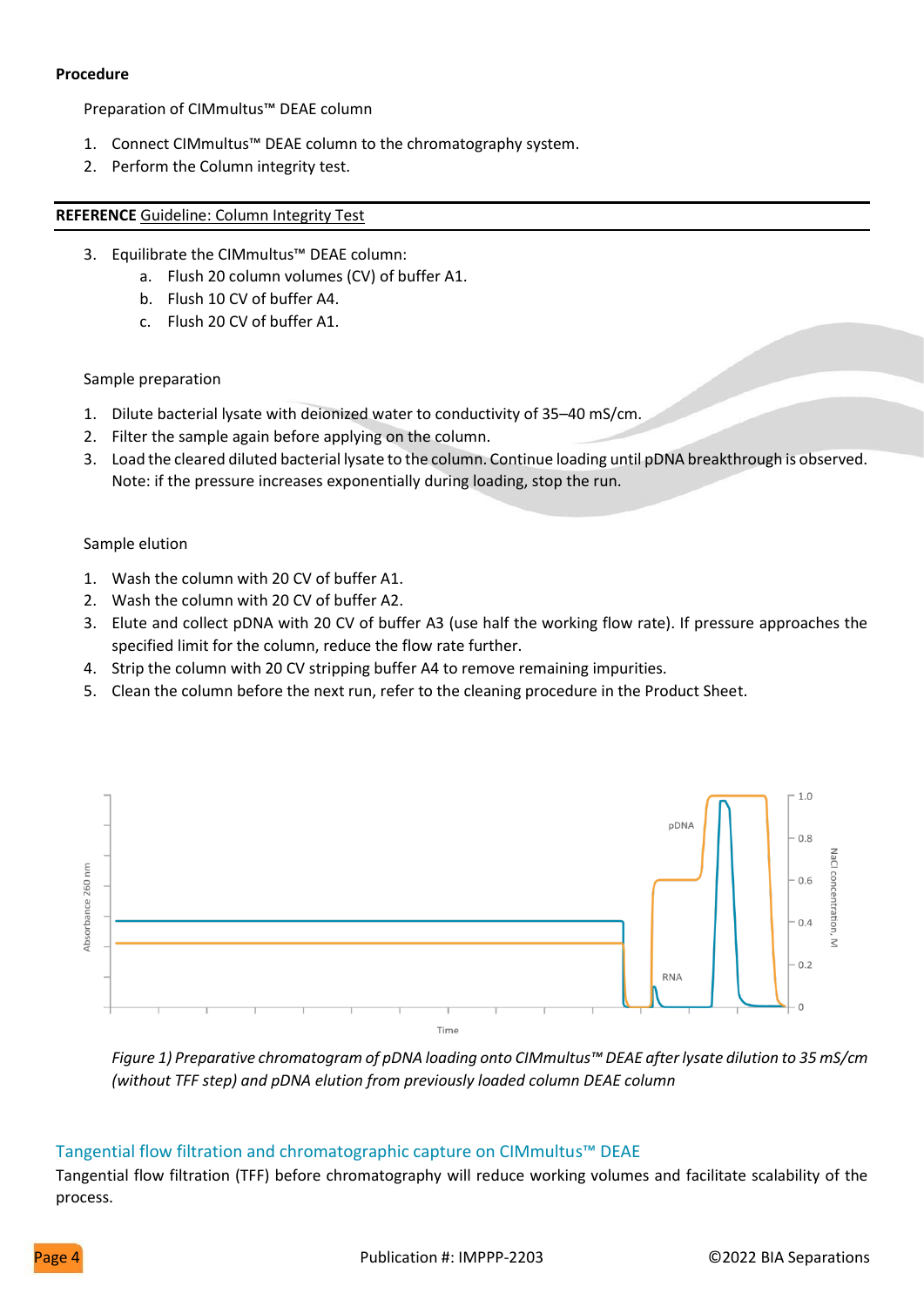**Procedure**

Preparation of CIMmultus™ DEAE column

1. Connect CIMmultus™ DEAE column to the chromatography system.
2. Perform the Column integrity test.

**REFERENCE** Guideline: Column Integrity Test

3. Equilibrate the CIMmultus™ DEAE column:
   a. Flush 20 column volumes (CV) of buffer A1.
   b. Flush 10 CV of buffer A4.
   c. Flush 20 CV of buffer A1.

Sample preparation

1. Dilute bacterial lysate with deionized water to conductivity of 35–40 mS/cm.
2. Filter the sample again before applying on the column.
3. Load the cleared diluted bacterial lysate to the column. Continue loading until pDNA breakthrough is observed. Note: if the pressure increases exponentially during loading, stop the run.

Sample elution

1. Wash the column with 20 CV of buffer A1.
2. Wash the column with 20 CV of buffer A2.
3. Elute and collect pDNA with 20 CV of buffer A3 (use half the working flow rate). If pressure approaches the specified limit for the column, reduce the flow rate further.
4. Strip the column with 20 CV stripping buffer A4 to remove remaining impurities.
5. Clean the column before the next run, refer to the cleaning procedure in the Product Sheet.

*Figure 1) Preparative chromatogram of pDNA loading onto CIMmultus™ DEAE after lysate dilution to 35 mS/cm (without TFF step) and pDNA elution from previously loaded column DEAE column*

## Tangential flow filtration and chromatographic capture on CIMmultus™ DEAE

Tangential flow filtration (TFF) before chromatography will reduce working volumes and facilitate scalability of the process.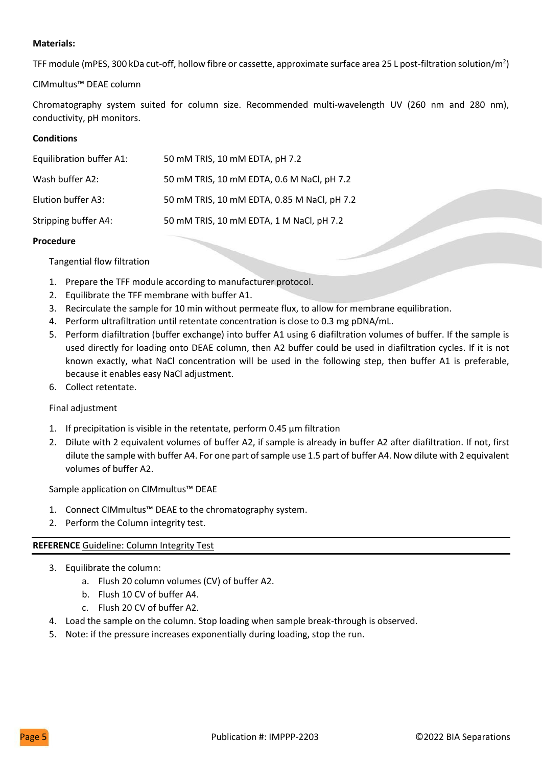**Materials:**

TFF module (mPES, 300 kDa cut-off, hollow fibre or cassette, approximate surface area 25 L post-filtration solution/$m^2$)

CIMmultus™ DEAE column

Chromatography system suited for column size. Recommended multi-wavelength UV (260 nm and 280 nm), conductivity, pH monitors.

**Conditions**

| | |
|---|---|
| Equilibration buffer A1: | 50 mM TRIS, 10 mM EDTA, pH 7.2 |
| Wash buffer A2: | 50 mM TRIS, 10 mM EDTA, 0.6 M NaCl, pH 7.2 |
| Elution buffer A3: | 50 mM TRIS, 10 mM EDTA, 0.85 M NaCl, pH 7.2 |
| Stripping buffer A4: | 50 mM TRIS, 10 mM EDTA, 1 M NaCl, pH 7.2 |

**Procedure**

Tangential flow filtration

1. Prepare the TFF module according to manufacturer protocol.
2. Equilibrate the TFF membrane with buffer A1.
3. Recirculate the sample for 10 min without permeate flux, to allow for membrane equilibration.
4. Perform ultrafiltration until retentate concentration is close to 0.3 mg pDNA/mL.
5. Perform diafiltration (buffer exchange) into buffer A1 using 6 diafiltration volumes of buffer. If the sample is used directly for loading onto DEAE column, then A2 buffer could be used in diafiltration cycles. If it is not known exactly, what NaCl concentration will be used in the following step, then buffer A1 is preferable, because it enables easy NaCl adjustment.
6. Collect retentate.

Final adjustment

1. If precipitation is visible in the retentate, perform 0.45 µm filtration
2. Dilute with 2 equivalent volumes of buffer A2, if sample is already in buffer A2 after diafiltration. If not, first dilute the sample with buffer A4. For one part of sample use 1.5 part of buffer A4. Now dilute with 2 equivalent volumes of buffer A2.

Sample application on CIMmultus™ DEAE

1. Connect CIMmultus™ DEAE to the chromatography system.
2. Perform the Column integrity test.

---

**REFERENCE** Guideline: Column Integrity Test

---

3. Equilibrate the column:
   a. Flush 20 column volumes (CV) of buffer A2.
   b. Flush 10 CV of buffer A4.
   c. Flush 20 CV of buffer A2.
4. Load the sample on the column. Stop loading when sample break-through is observed.
5. Note: if the pressure increases exponentially during loading, stop the run.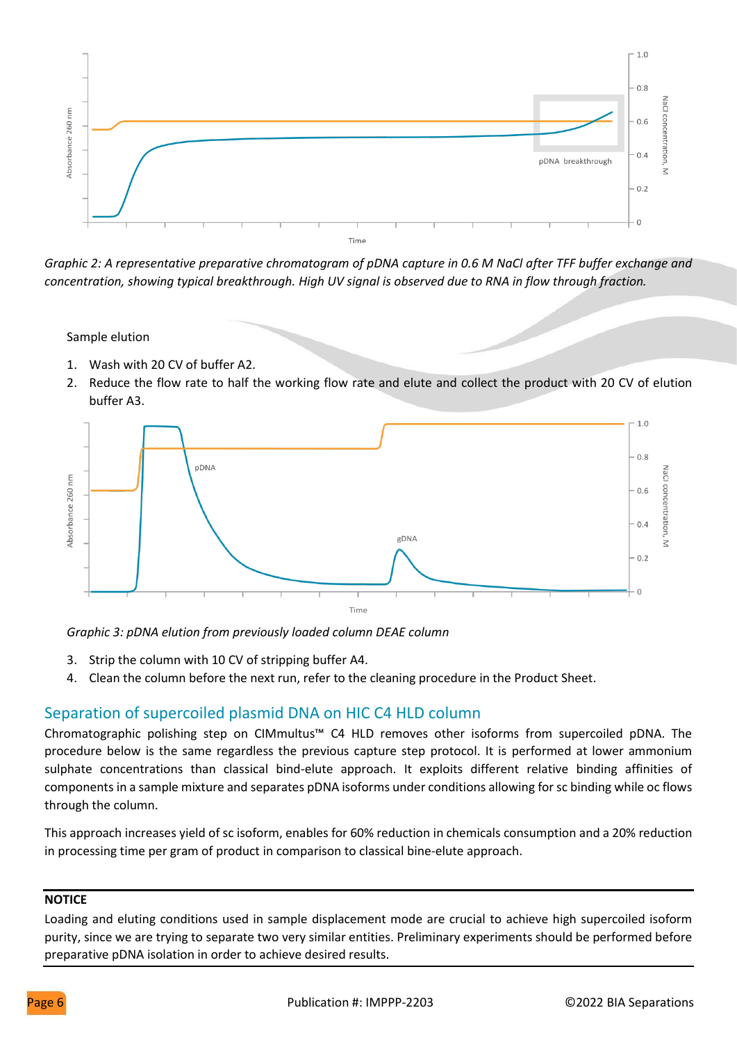*Graphic 2: A representative preparative chromatogram of pDNA capture in 0.6 M NaCl after TFF buffer exchange and concentration, showing typical breakthrough. High UV signal is observed due to RNA in flow through fraction.*

Sample elution

1. Wash with 20 CV of buffer A2.
2. Reduce the flow rate to half the working flow rate and elute and collect the product with 20 CV of elution buffer A3.

*Graphic 3: pDNA elution from previously loaded column DEAE column*

3. Strip the column with 10 CV of stripping buffer A4.
4. Clean the column before the next run, refer to the cleaning procedure in the Product Sheet.

## Separation of supercoiled plasmid DNA on HIC C4 HLD column

Chromatographic polishing step on CIMmultus™ C4 HLD removes other isoforms from supercoiled pDNA. The procedure below is the same regardless the previous capture step protocol. It is performed at lower ammonium sulphate concentrations than classical bind-elute approach. It exploits different relative binding affinities of components in a sample mixture and separates pDNA isoforms under conditions allowing for sc binding while oc flows through the column.

This approach increases yield of sc isoform, enables for 60% reduction in chemicals consumption and a 20% reduction in processing time per gram of product in comparison to classical bine-elute approach.

**NOTICE**

Loading and eluting conditions used in sample displacement mode are crucial to achieve high supercoiled isoform purity, since we are trying to separate two very similar entities. Preliminary experiments should be performed before preparative pDNA isolation in order to achieve desired results.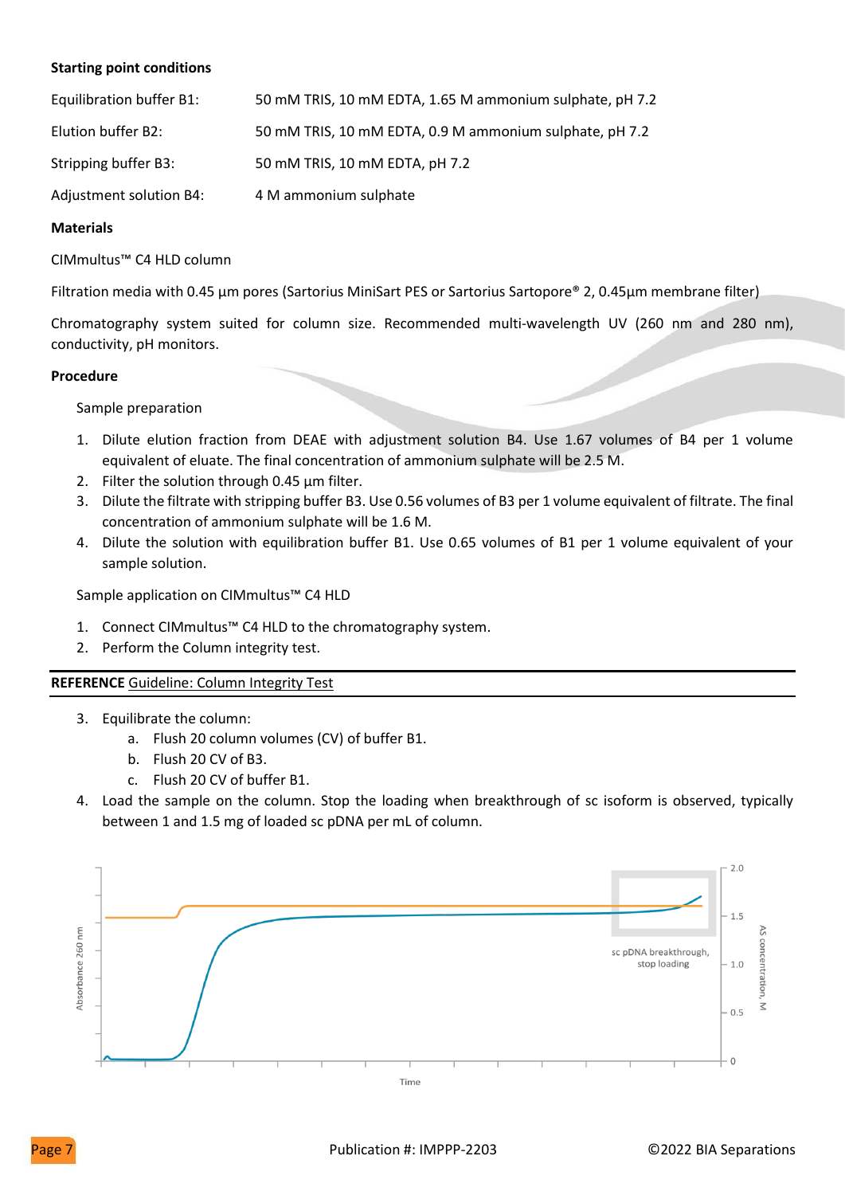**Starting point conditions**

| | |
|---|---|
| Equilibration buffer B1: | 50 mM TRIS, 10 mM EDTA, 1.65 M ammonium sulphate, pH 7.2 |
| Elution buffer B2: | 50 mM TRIS, 10 mM EDTA, 0.9 M ammonium sulphate, pH 7.2 |
| Stripping buffer B3: | 50 mM TRIS, 10 mM EDTA, pH 7.2 |
| Adjustment solution B4: | 4 M ammonium sulphate |

**Materials**

CIMmultus™ C4 HLD column

Filtration media with 0.45 µm pores (Sartorius MiniSart PES or Sartorius Sartopore® 2, 0.45µm membrane filter)

Chromatography system suited for column size. Recommended multi-wavelength UV (260 nm and 280 nm), conductivity, pH monitors.

**Procedure**

Sample preparation

1. Dilute elution fraction from DEAE with adjustment solution B4. Use 1.67 volumes of B4 per 1 volume equivalent of eluate. The final concentration of ammonium sulphate will be 2.5 M.
2. Filter the solution through 0.45 µm filter.
3. Dilute the filtrate with stripping buffer B3. Use 0.56 volumes of B3 per 1 volume equivalent of filtrate. The final concentration of ammonium sulphate will be 1.6 M.
4. Dilute the solution with equilibration buffer B1. Use 0.65 volumes of B1 per 1 volume equivalent of your sample solution.

Sample application on CIMmultus™ C4 HLD

1. Connect CIMmultus™ C4 HLD to the chromatography system.
2. Perform the Column integrity test.

**REFERENCE** Guideline: Column Integrity Test

3. Equilibrate the column:
   a. Flush 20 column volumes (CV) of buffer B1.
   b. Flush 20 CV of B3.
   c. Flush 20 CV of buffer B1.
4. Load the sample on the column. Stop the loading when breakthrough of sc isoform is observed, typically between 1 and 1.5 mg of loaded sc pDNA per mL of column.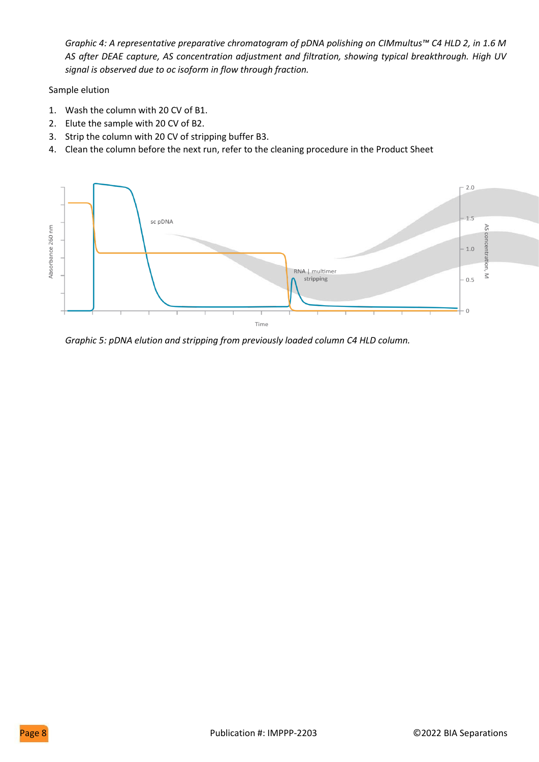*Graphic 4: A representative preparative chromatogram of pDNA polishing on CIMmultus™ C4 HLD 2, in 1.6 M AS after DEAE capture, AS concentration adjustment and filtration, showing typical breakthrough. High UV signal is observed due to oc isoform in flow through fraction.*

Sample elution

1. Wash the column with 20 CV of B1.
2. Elute the sample with 20 CV of B2.
3. Strip the column with 20 CV of stripping buffer B3.
4. Clean the column before the next run, refer to the cleaning procedure in the Product Sheet

*Graphic 5: pDNA elution and stripping from previously loaded column C4 HLD column.*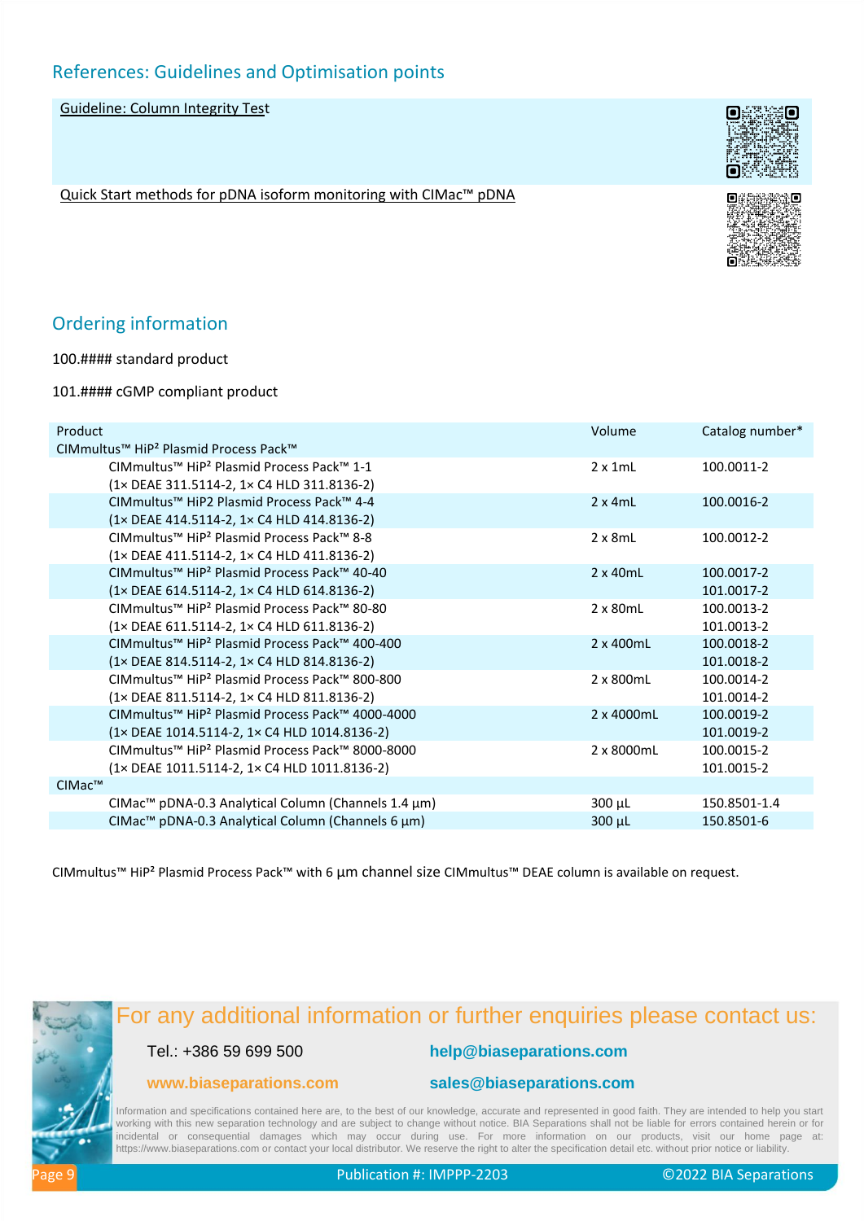## References: Guidelines and Optimisation points

Guideline: Column Integrity Test

Quick Start methods for pDNA isoform monitoring with CIMac™ pDNA

## Ordering information

100.#### standard product

101.#### cGMP compliant product

| Product | Volume | Catalog number* |
|---|---|---|
| CIMmultus™ HiP² Plasmid Process Pack™ | | |
| CIMmultus™ HiP² Plasmid Process Pack™ 1-1 (1× DEAE 311.5114-2, 1× C4 HLD 311.8136-2) | 2 x 1mL | 100.0011-2 |
| CIMmultus™ HiP2 Plasmid Process Pack™ 4-4 (1× DEAE 414.5114-2, 1× C4 HLD 414.8136-2) | 2 x 4mL | 100.0016-2 |
| CIMmultus™ HiP² Plasmid Process Pack™ 8-8 (1× DEAE 411.5114-2, 1× C4 HLD 411.8136-2) | 2 x 8mL | 100.0012-2 |
| CIMmultus™ HiP² Plasmid Process Pack™ 40-40 (1× DEAE 614.5114-2, 1× C4 HLD 614.8136-2) | 2 x 40mL | 100.0017-2<br>101.0017-2 |
| CIMmultus™ HiP² Plasmid Process Pack™ 80-80 (1× DEAE 611.5114-2, 1× C4 HLD 611.8136-2) | 2 x 80mL | 100.0013-2<br>101.0013-2 |
| CIMmultus™ HiP² Plasmid Process Pack™ 400-400 (1× DEAE 814.5114-2, 1× C4 HLD 814.8136-2) | 2 x 400mL | 100.0018-2<br>101.0018-2 |
| CIMmultus™ HiP² Plasmid Process Pack™ 800-800 (1× DEAE 811.5114-2, 1× C4 HLD 811.8136-2) | 2 x 800mL | 100.0014-2<br>101.0014-2 |
| CIMmultus™ HiP² Plasmid Process Pack™ 4000-4000 (1× DEAE 1014.5114-2, 1× C4 HLD 1014.8136-2) | 2 x 4000mL | 100.0019-2<br>101.0019-2 |
| CIMmultus™ HiP² Plasmid Process Pack™ 8000-8000 (1× DEAE 1011.5114-2, 1× C4 HLD 1011.8136-2) | 2 x 8000mL | 100.0015-2<br>101.0015-2 |
| CIMac™ | | |
| CIMac™ pDNA-0.3 Analytical Column (Channels 1.4 µm) | 300 µL | 150.8501-1.4 |
| CIMac™ pDNA-0.3 Analytical Column (Channels 6 µm) | 300 µL | 150.8501-6 |

CIMmultus™ HiP² Plasmid Process Pack™ with 6 µm channel size CIMmultus™ DEAE column is available on request.

For any additional information or further enquiries please contact us:

Tel.: +386 59 699 500

help@biaseparations.com

www.biaseparations.com

sales@biaseparations.com

Information and specifications contained here are, to the best of our knowledge, accurate and represented in good faith. They are intended to help you start working with this new separation technology and are subject to change without notice. BIA Separations shall not be liable for errors contained herein or for incidental or consequential damages which may occur during use. For more information on our products, visit our home page at: https://www.biaseparations.com or contact your local distributor. We reserve the right to alter the specification detail etc. without prior notice or liability.

Publication #: IMPPP-2203

©2022 BIA Separations